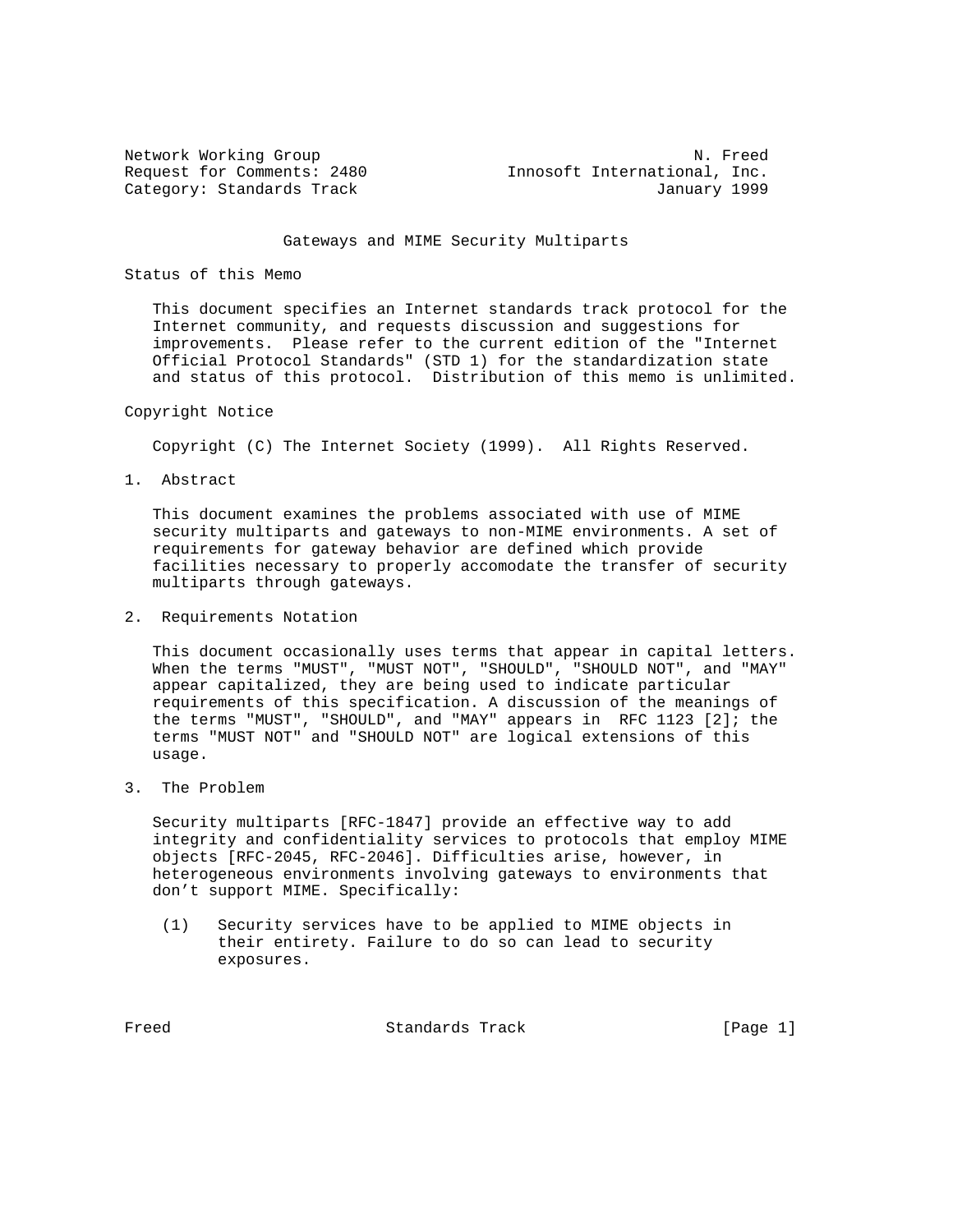Network Working Group N. Freed
Request for Comments: 2480 Innosoft International, Inc.
Category: Standards Track January 1999

# Gateways and MIME Security Multiparts

## Status of this Memo

This document specifies an Internet standards track protocol for the Internet community, and requests discussion and suggestions for improvements. Please refer to the current edition of the "Internet Official Protocol Standards" (STD 1) for the standardization state and status of this protocol. Distribution of this memo is unlimited.

## Copyright Notice

Copyright (C) The Internet Society (1999). All Rights Reserved.

## 1. Abstract

This document examines the problems associated with use of MIME security multiparts and gateways to non-MIME environments. A set of requirements for gateway behavior are defined which provide facilities necessary to properly accomodate the transfer of security multiparts through gateways.

## 2. Requirements Notation

This document occasionally uses terms that appear in capital letters. When the terms "MUST", "MUST NOT", "SHOULD", "SHOULD NOT", and "MAY" appear capitalized, they are being used to indicate particular requirements of this specification. A discussion of the meanings of the terms "MUST", "SHOULD", and "MAY" appears in RFC 1123 [2]; the terms "MUST NOT" and "SHOULD NOT" are logical extensions of this usage.

## 3. The Problem

Security multiparts [RFC-1847] provide an effective way to add integrity and confidentiality services to protocols that employ MIME objects [RFC-2045, RFC-2046]. Difficulties arise, however, in heterogeneous environments involving gateways to environments that don't support MIME. Specifically:

(1) Security services have to be applied to MIME objects in their entirety. Failure to do so can lead to security exposures.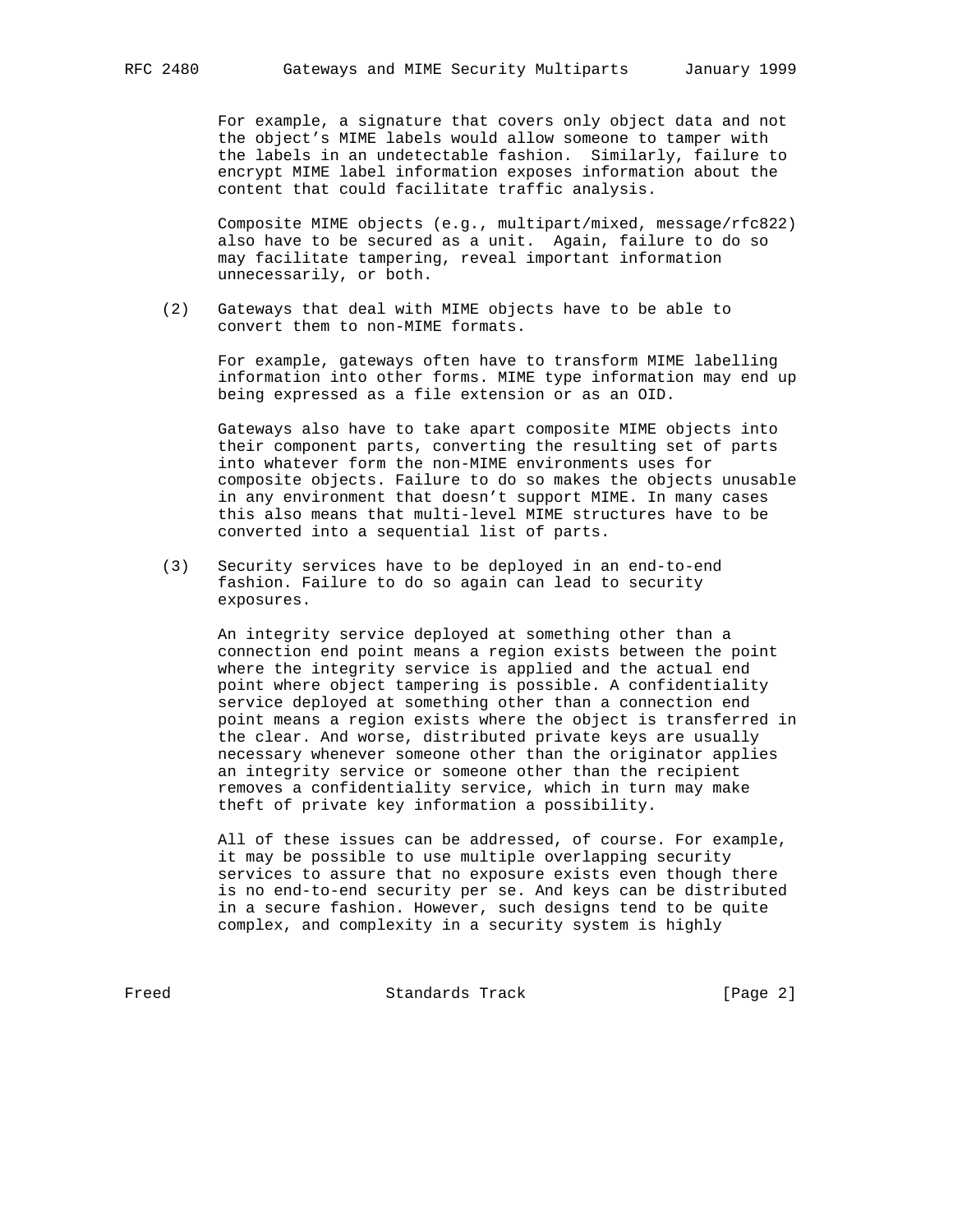For example, a signature that covers only object data and not the object's MIME labels would allow someone to tamper with the labels in an undetectable fashion. Similarly, failure to encrypt MIME label information exposes information about the content that could facilitate traffic analysis.

Composite MIME objects (e.g., multipart/mixed, message/rfc822) also have to be secured as a unit. Again, failure to do so may facilitate tampering, reveal important information unnecessarily, or both.

(2) Gateways that deal with MIME objects have to be able to convert them to non-MIME formats.

For example, gateways often have to transform MIME labelling information into other forms. MIME type information may end up being expressed as a file extension or as an OID.

Gateways also have to take apart composite MIME objects into their component parts, converting the resulting set of parts into whatever form the non-MIME environments uses for composite objects. Failure to do so makes the objects unusable in any environment that doesn't support MIME. In many cases this also means that multi-level MIME structures have to be converted into a sequential list of parts.

(3) Security services have to be deployed in an end-to-end fashion. Failure to do so again can lead to security exposures.

An integrity service deployed at something other than a connection end point means a region exists between the point where the integrity service is applied and the actual end point where object tampering is possible. A confidentiality service deployed at something other than a connection end point means a region exists where the object is transferred in the clear. And worse, distributed private keys are usually necessary whenever someone other than the originator applies an integrity service or someone other than the recipient removes a confidentiality service, which in turn may make theft of private key information a possibility.

All of these issues can be addressed, of course. For example, it may be possible to use multiple overlapping security services to assure that no exposure exists even though there is no end-to-end security per se. And keys can be distributed in a secure fashion. However, such designs tend to be quite complex, and complexity in a security system is highly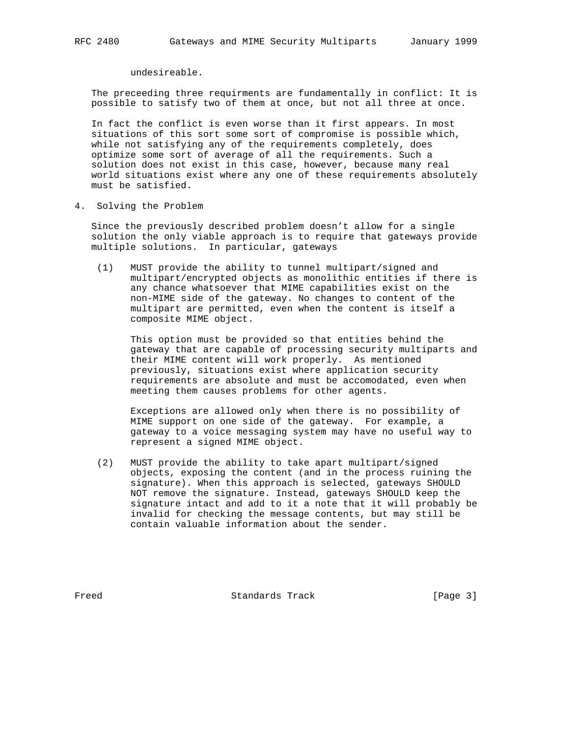undesireable.

The preceeding three requirments are fundamentally in conflict: It is possible to satisfy two of them at once, but not all three at once.

In fact the conflict is even worse than it first appears. In most situations of this sort some sort of compromise is possible which, while not satisfying any of the requirements completely, does optimize some sort of average of all the requirements. Such a solution does not exist in this case, however, because many real world situations exist where any one of these requirements absolutely must be satisfied.

## 4. Solving the Problem

Since the previously described problem doesn't allow for a single solution the only viable approach is to require that gateways provide multiple solutions. In particular, gateways

(1) MUST provide the ability to tunnel multipart/signed and multipart/encrypted objects as monolithic entities if there is any chance whatsoever that MIME capabilities exist on the non-MIME side of the gateway. No changes to content of the multipart are permitted, even when the content is itself a composite MIME object.

This option must be provided so that entities behind the gateway that are capable of processing security multiparts and their MIME content will work properly. As mentioned previously, situations exist where application security requirements are absolute and must be accomodated, even when meeting them causes problems for other agents.

Exceptions are allowed only when there is no possibility of MIME support on one side of the gateway. For example, a gateway to a voice messaging system may have no useful way to represent a signed MIME object.

(2) MUST provide the ability to take apart multipart/signed objects, exposing the content (and in the process ruining the signature). When this approach is selected, gateways SHOULD NOT remove the signature. Instead, gateways SHOULD keep the signature intact and add to it a note that it will probably be invalid for checking the message contents, but may still be contain valuable information about the sender.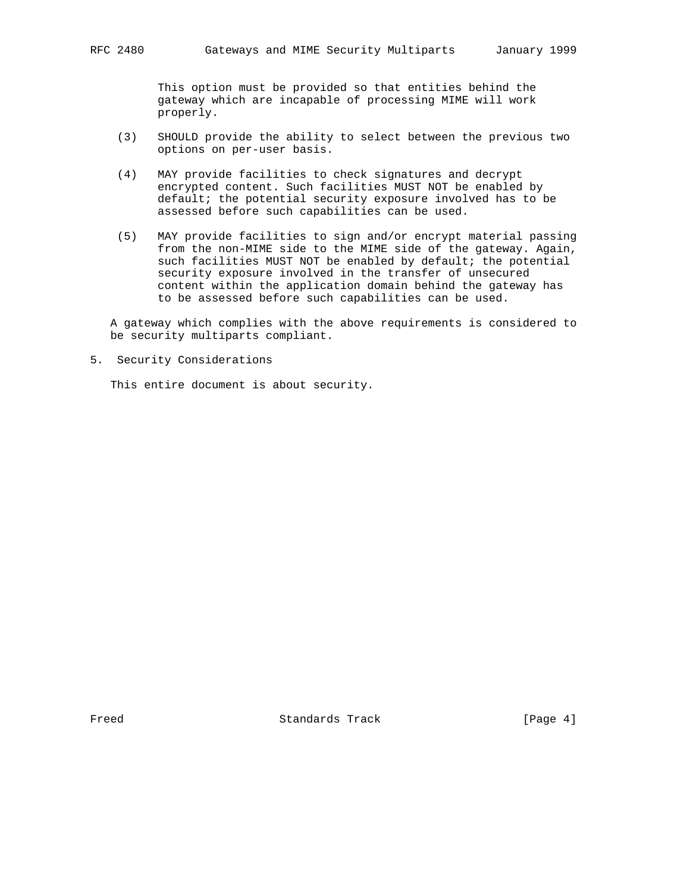This option must be provided so that entities behind the gateway which are incapable of processing MIME will work properly.

(3) SHOULD provide the ability to select between the previous two options on per-user basis.

(4) MAY provide facilities to check signatures and decrypt encrypted content. Such facilities MUST NOT be enabled by default; the potential security exposure involved has to be assessed before such capabilities can be used.

(5) MAY provide facilities to sign and/or encrypt material passing from the non-MIME side to the MIME side of the gateway. Again, such facilities MUST NOT be enabled by default; the potential security exposure involved in the transfer of unsecured content within the application domain behind the gateway has to be assessed before such capabilities can be used.

A gateway which complies with the above requirements is considered to be security multiparts compliant.

## 5. Security Considerations

This entire document is about security.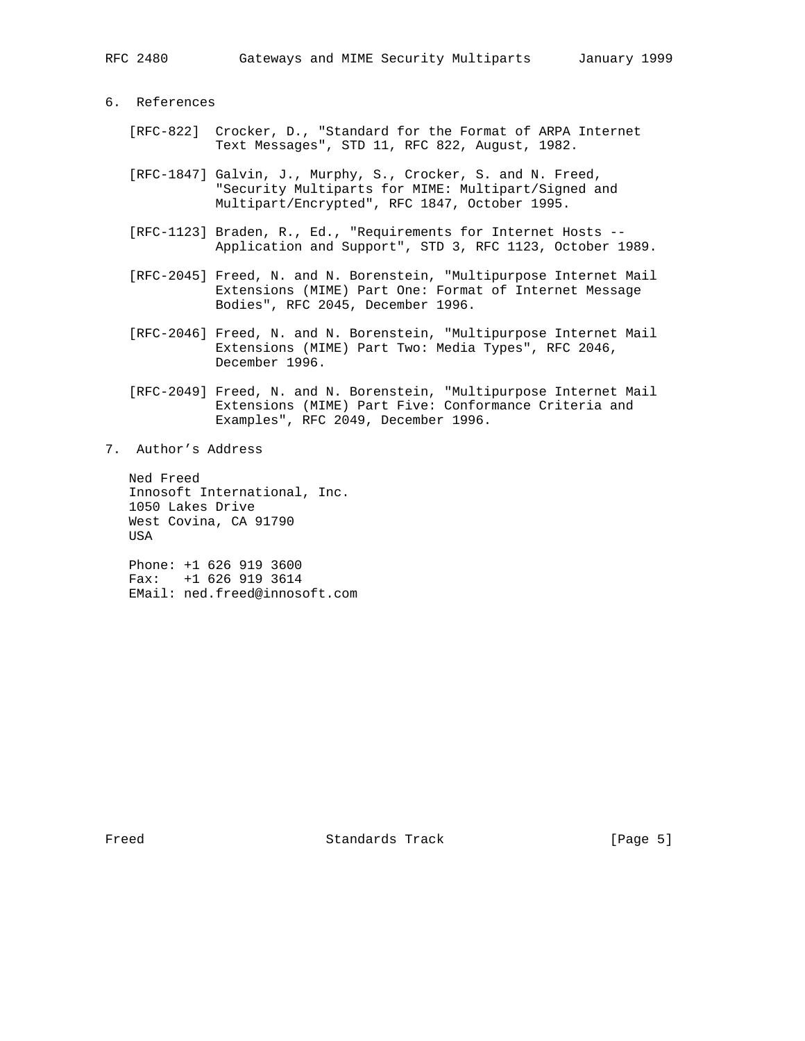## 6. References

[RFC-822] Crocker, D., "Standard for the Format of ARPA Internet Text Messages", STD 11, RFC 822, August, 1982.

[RFC-1847] Galvin, J., Murphy, S., Crocker, S. and N. Freed, "Security Multiparts for MIME: Multipart/Signed and Multipart/Encrypted", RFC 1847, October 1995.

[RFC-1123] Braden, R., Ed., "Requirements for Internet Hosts -- Application and Support", STD 3, RFC 1123, October 1989.

[RFC-2045] Freed, N. and N. Borenstein, "Multipurpose Internet Mail Extensions (MIME) Part One: Format of Internet Message Bodies", RFC 2045, December 1996.

[RFC-2046] Freed, N. and N. Borenstein, "Multipurpose Internet Mail Extensions (MIME) Part Two: Media Types", RFC 2046, December 1996.

[RFC-2049] Freed, N. and N. Borenstein, "Multipurpose Internet Mail Extensions (MIME) Part Five: Conformance Criteria and Examples", RFC 2049, December 1996.

## 7. Author's Address

Ned Freed
Innosoft International, Inc.
1050 Lakes Drive
West Covina, CA 91790
USA

Phone: +1 626 919 3600
Fax: +1 626 919 3614
EMail: ned.freed@innosoft.com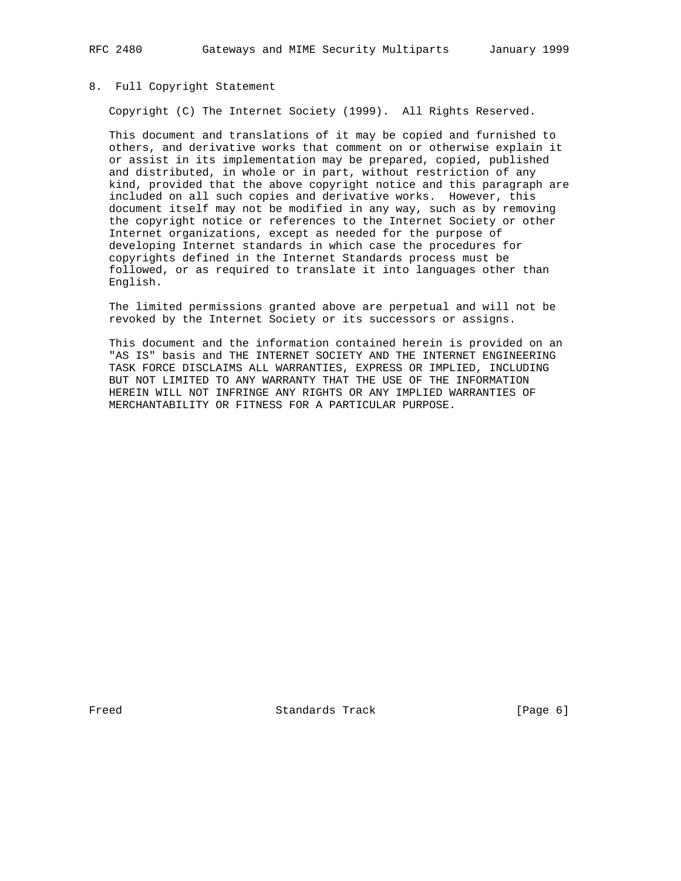## 8. Full Copyright Statement

Copyright (C) The Internet Society (1999). All Rights Reserved.

This document and translations of it may be copied and furnished to others, and derivative works that comment on or otherwise explain it or assist in its implementation may be prepared, copied, published and distributed, in whole or in part, without restriction of any kind, provided that the above copyright notice and this paragraph are included on all such copies and derivative works. However, this document itself may not be modified in any way, such as by removing the copyright notice or references to the Internet Society or other Internet organizations, except as needed for the purpose of developing Internet standards in which case the procedures for copyrights defined in the Internet Standards process must be followed, or as required to translate it into languages other than English.

The limited permissions granted above are perpetual and will not be revoked by the Internet Society or its successors or assigns.

This document and the information contained herein is provided on an "AS IS" basis and THE INTERNET SOCIETY AND THE INTERNET ENGINEERING TASK FORCE DISCLAIMS ALL WARRANTIES, EXPRESS OR IMPLIED, INCLUDING BUT NOT LIMITED TO ANY WARRANTY THAT THE USE OF THE INFORMATION HEREIN WILL NOT INFRINGE ANY RIGHTS OR ANY IMPLIED WARRANTIES OF MERCHANTABILITY OR FITNESS FOR A PARTICULAR PURPOSE.